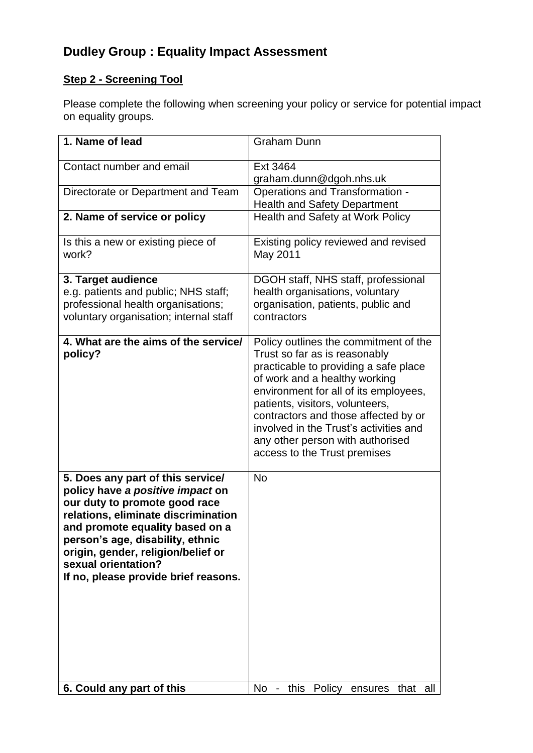# Dudley Group : Equality Impact Assessment

## Step 2 - Screening Tool

Please complete the following when screening your policy or service for potential impact on equality groups.

| **1. Name of lead** | Graham Dunn |
|---|---|
| Contact number and email | Ext 3464<br>graham.dunn@dgoh.nhs.uk |
| Directorate or Department and Team | Operations and Transformation - Health and Safety Department |
| **2. Name of service or policy** | Health and Safety at Work Policy |
| Is this a new or existing piece of work? | Existing policy reviewed and revised May 2011 |
| **3. Target audience**<br>e.g. patients and public; NHS staff; professional health organisations; voluntary organisation; internal staff | DGOH staff, NHS staff, professional health organisations, voluntary organisation, patients, public and contractors |
| **4. What are the aims of the service/ policy?** | Policy outlines the commitment of the Trust so far as is reasonably practicable to providing a safe place of work and a healthy working environment for all of its employees, patients, visitors, volunteers, contractors and those affected by or involved in the Trust's activities and any other person with authorised access to the Trust premises |
| **5. Does any part of this service/ policy have *a positive impact* on our duty to promote good race relations, eliminate discrimination and promote equality based on a person's age, disability, ethnic origin, gender, religion/belief or sexual orientation?**<br>**If no, please provide brief reasons.** | No |
| **6. Could any part of this** | No - this Policy ensures that all |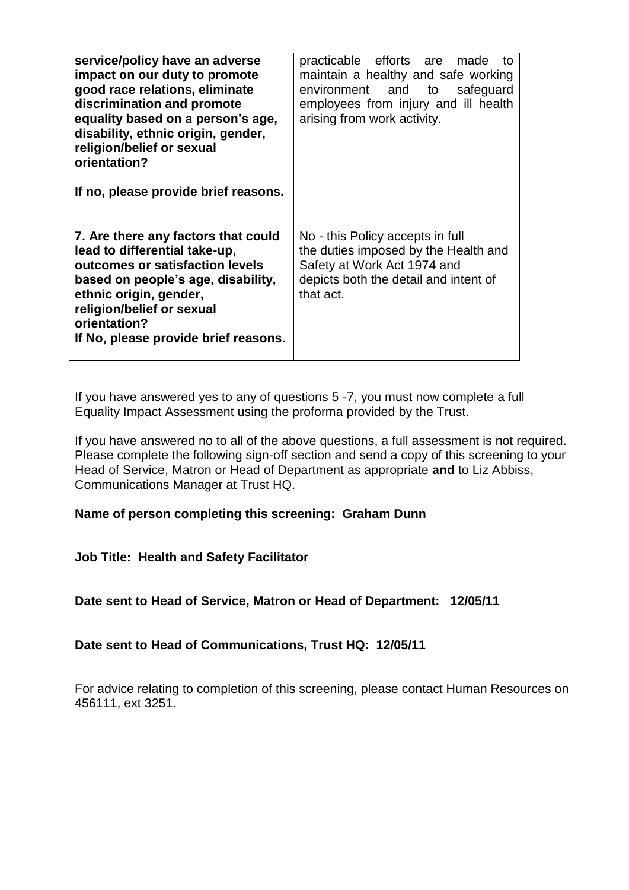| | |
|---|---|
| **service/policy have an adverse impact on our duty to promote good race relations, eliminate discrimination and promote equality based on a person's age, disability, ethnic origin, gender, religion/belief or sexual orientation?**<br><br>**If no, please provide brief reasons.** | practicable efforts are made to maintain a healthy and safe working environment and to safeguard employees from injury and ill health arising from work activity. |
| **7. Are there any factors that could lead to differential take-up, outcomes or satisfaction levels based on people's age, disability, ethnic origin, gender, religion/belief or sexual orientation?**<br>**If No, please provide brief reasons.** | No - this Policy accepts in full the duties imposed by the Health and Safety at Work Act 1974 and depicts both the detail and intent of that act. |

If you have answered yes to any of questions 5 -7, you must now complete a full Equality Impact Assessment using the proforma provided by the Trust.

If you have answered no to all of the above questions, a full assessment is not required. Please complete the following sign-off section and send a copy of this screening to your Head of Service, Matron or Head of Department as appropriate **and** to Liz Abbiss, Communications Manager at Trust HQ.

**Name of person completing this screening: Graham Dunn**

**Job Title: Health and Safety Facilitator**

**Date sent to Head of Service, Matron or Head of Department: 12/05/11**

**Date sent to Head of Communications, Trust HQ: 12/05/11**

For advice relating to completion of this screening, please contact Human Resources on 456111, ext 3251.